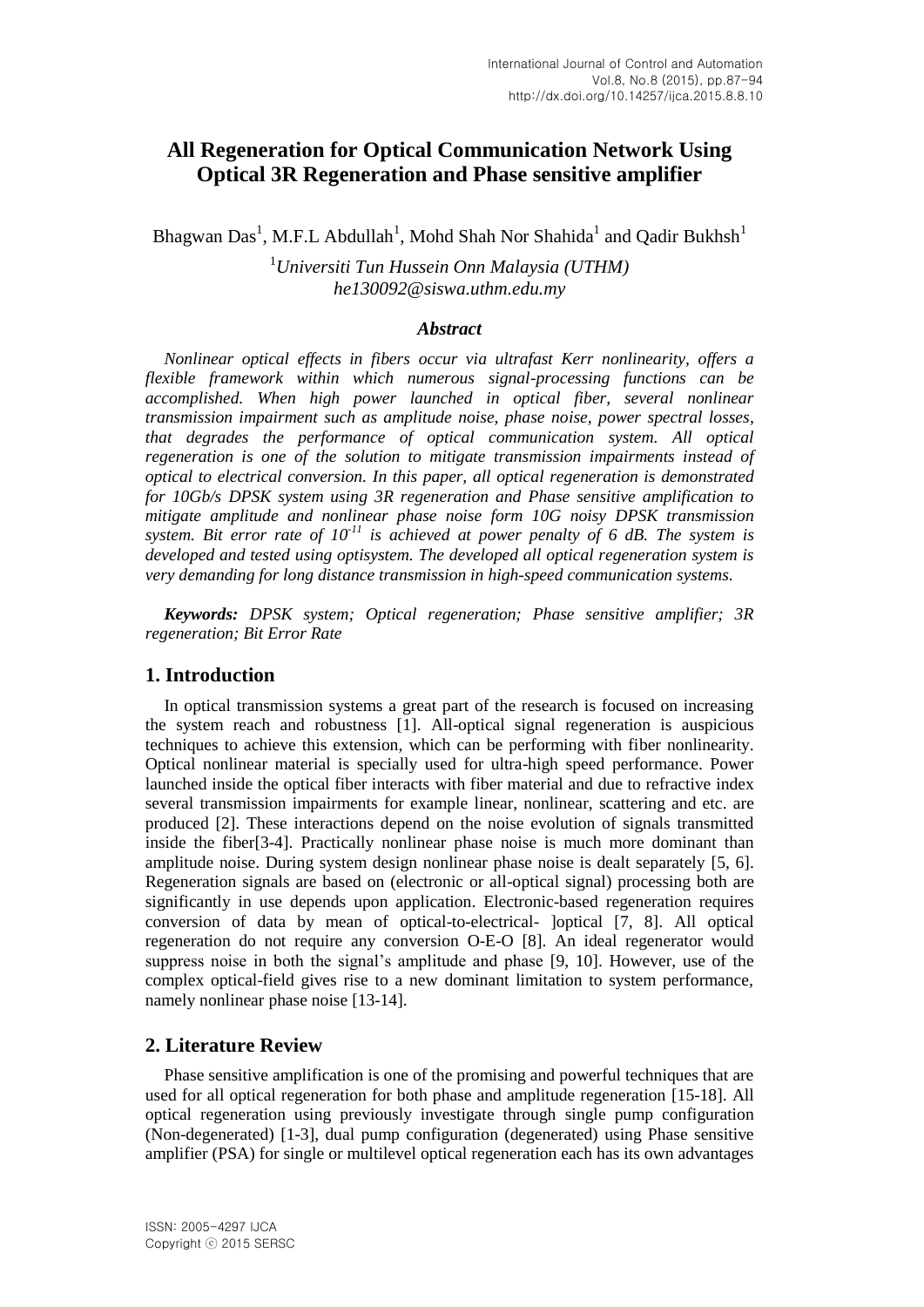# All Regeneration for Optical Communication Network Using Optical 3R Regeneration and Phase sensitive amplifier

Bhagwan Das[1], M.F.L Abdullah[1], Mohd Shah Nor Shahida[1] and Qadir Bukhsh[1]

[1]*Universiti Tun Hussein Onn Malaysia (UTHM)*
*he130092@siswa.uthm.edu.my*

### *Abstract*

*Nonlinear optical effects in fibers occur via ultrafast Kerr nonlinearity, offers a flexible framework within which numerous signal-processing functions can be accomplished. When high power launched in optical fiber, several nonlinear transmission impairment such as amplitude noise, phase noise, power spectral losses, that degrades the performance of optical communication system. All optical regeneration is one of the solution to mitigate transmission impairments instead of optical to electrical conversion. In this paper, all optical regeneration is demonstrated for 10Gb/s DPSK system using 3R regeneration and Phase sensitive amplification to mitigate amplitude and nonlinear phase noise form 10G noisy DPSK transmission system. Bit error rate of $10^{-11}$ is achieved at power penalty of 6 dB. The system is developed and tested using optisystem. The developed all optical regeneration system is very demanding for long distance transmission in high-speed communication systems.*

***Keywords:*** *DPSK system; Optical regeneration; Phase sensitive amplifier; 3R regeneration; Bit Error Rate*

## 1. Introduction

In optical transmission systems a great part of the research is focused on increasing the system reach and robustness [1]. All-optical signal regeneration is auspicious techniques to achieve this extension, which can be performing with fiber nonlinearity. Optical nonlinear material is specially used for ultra-high speed performance. Power launched inside the optical fiber interacts with fiber material and due to refractive index several transmission impairments for example linear, nonlinear, scattering and etc. are produced [2]. These interactions depend on the noise evolution of signals transmitted inside the fiber[3-4]. Practically nonlinear phase noise is much more dominant than amplitude noise. During system design nonlinear phase noise is dealt separately [5, 6]. Regeneration signals are based on (electronic or all-optical signal) processing both are significantly in use depends upon application. Electronic-based regeneration requires conversion of data by mean of optical-to-electrical- ]optical [7, 8]. All optical regeneration do not require any conversion O-E-O [8]. An ideal regenerator would suppress noise in both the signal's amplitude and phase [9, 10]. However, use of the complex optical-field gives rise to a new dominant limitation to system performance, namely nonlinear phase noise [13-14].

## 2. Literature Review

Phase sensitive amplification is one of the promising and powerful techniques that are used for all optical regeneration for both phase and amplitude regeneration [15-18]. All optical regeneration using previously investigate through single pump configuration (Non-degenerated) [1-3], dual pump configuration (degenerated) using Phase sensitive amplifier (PSA) for single or multilevel optical regeneration each has its own advantages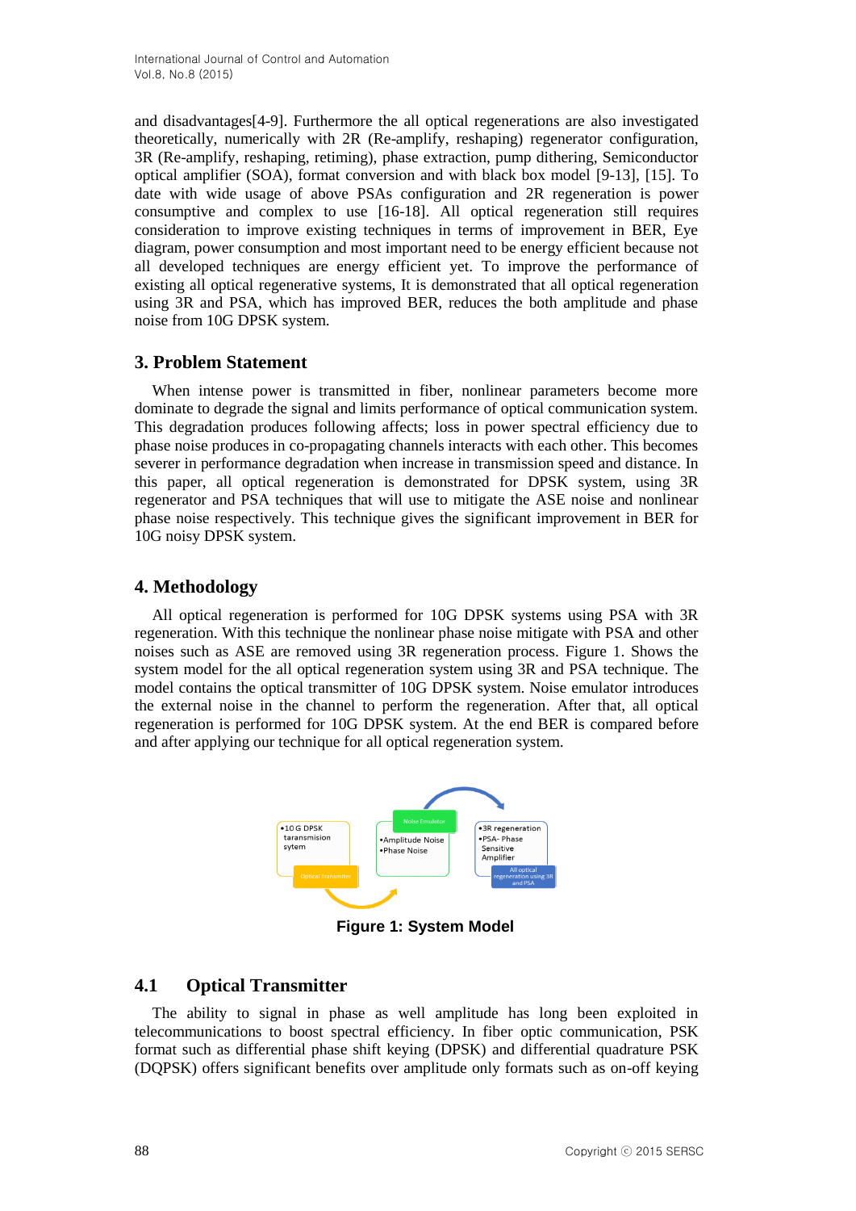and disadvantages[4-9]. Furthermore the all optical regenerations are also investigated theoretically, numerically with 2R (Re-amplify, reshaping) regenerator configuration, 3R (Re-amplify, reshaping, retiming), phase extraction, pump dithering, Semiconductor optical amplifier (SOA), format conversion and with black box model [9-13], [15]. To date with wide usage of above PSAs configuration and 2R regeneration is power consumptive and complex to use [16-18]. All optical regeneration still requires consideration to improve existing techniques in terms of improvement in BER, Eye diagram, power consumption and most important need to be energy efficient because not all developed techniques are energy efficient yet. To improve the performance of existing all optical regenerative systems, It is demonstrated that all optical regeneration using 3R and PSA, which has improved BER, reduces the both amplitude and phase noise from 10G DPSK system.

## 3. Problem Statement

When intense power is transmitted in fiber, nonlinear parameters become more dominate to degrade the signal and limits performance of optical communication system. This degradation produces following affects; loss in power spectral efficiency due to phase noise produces in co-propagating channels interacts with each other. This becomes severer in performance degradation when increase in transmission speed and distance. In this paper, all optical regeneration is demonstrated for DPSK system, using 3R regenerator and PSA techniques that will use to mitigate the ASE noise and nonlinear phase noise respectively. This technique gives the significant improvement in BER for 10G noisy DPSK system.

## 4. Methodology

All optical regeneration is performed for 10G DPSK systems using PSA with 3R regeneration. With this technique the nonlinear phase noise mitigate with PSA and other noises such as ASE are removed using 3R regeneration process. Figure 1. Shows the system model for the all optical regeneration system using 3R and PSA technique. The model contains the optical transmitter of 10G DPSK system. Noise emulator introduces the external noise in the channel to perform the regeneration. After that, all optical regeneration is performed for 10G DPSK system. At the end BER is compared before and after applying our technique for all optical regeneration system.

•10 G DPSK taranstmission sytem

Optical Transmitter

Noise Emulator

•Amplitude Noise
•Phase Noise

•3R regeneration
•PSA- Phase Sensitive Amplifier

All optical regeneration using 3R and PSA

**Figure 1: System Model**

### 4.1 Optical Transmitter

The ability to signal in phase as well amplitude has long been exploited in telecommunications to boost spectral efficiency. In fiber optic communication, PSK format such as differential phase shift keying (DPSK) and differential quadrature PSK (DQPSK) offers significant benefits over amplitude only formats such as on-off keying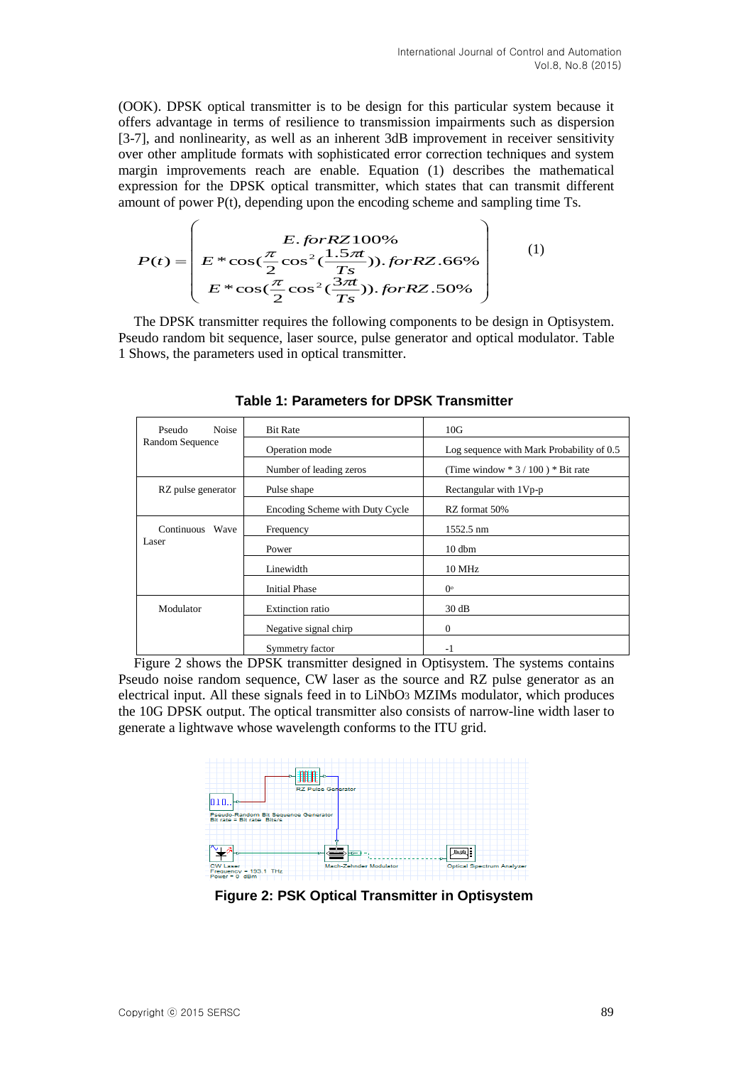(OOK). DPSK optical transmitter is to be design for this particular system because it offers advantage in terms of resilience to transmission impairments such as dispersion [3-7], and nonlinearity, as well as an inherent 3dB improvement in receiver sensitivity over other amplitude formats with sophisticated error correction techniques and system margin improvements reach are enable. Equation (1) describes the mathematical expression for the DPSK optical transmitter, which states that can transmit different amount of power P(t), depending upon the encoding scheme and sampling time Ts.

$$P(t) = \left( \begin{array}{c} E.\,forRZ100\% \\ E * \cos(\frac{\pi}{2}\cos^2(\frac{1.5\pi t}{Ts})).\,forRZ.66\% \\ E * \cos(\frac{\pi}{2}\cos^2(\frac{3\pi t}{Ts})).\,forRZ.50\% \end{array} \right) \quad (1)$$

The DPSK transmitter requires the following components to be design in Optisystem. Pseudo random bit sequence, laser source, pulse generator and optical modulator. Table 1 Shows, the parameters used in optical transmitter.

**Table 1: Parameters for DPSK Transmitter**

| | | |
|---|---|---|
| Pseudo Noise Random Sequence | Bit Rate | 10G |
| | Operation mode | Log sequence with Mark Probability of 0.5 |
| | Number of leading zeros | (Time window * 3 / 100 ) * Bit rate |
| RZ pulse generator | Pulse shape | Rectangular with 1Vp-p |
| | Encoding Scheme with Duty Cycle | RZ format 50% |
| Continuous Wave Laser | Frequency | 1552.5 nm |
| | Power | 10 dbm |
| | Linewidth | 10 MHz |
| | Initial Phase | $0^{o}$ |
| Modulator | Extinction ratio | 30 dB |
| | Negative signal chirp | 0 |
| | Symmetry factor | -1 |

Figure 2 shows the DPSK transmitter designed in Optisystem. The systems contains Pseudo noise random sequence, CW laser as the source and RZ pulse generator as an electrical input. All these signals feed in to $LiNbO_3$ MZIMs modulator, which produces the 10G DPSK output. The optical transmitter also consists of narrow-line width laser to generate a lightwave whose wavelength conforms to the ITU grid.

RZ Pulse Generator

Pseudo-Random Bit Sequence Generator
Bit rate = Bit rate Bits/s

CW Laser
Frequency = 193.1 THz
Power = 0 dBm

Mach-Zehnder Modulator

Optical Spectrum Analyzer

**Figure 2: PSK Optical Transmitter in Optisystem**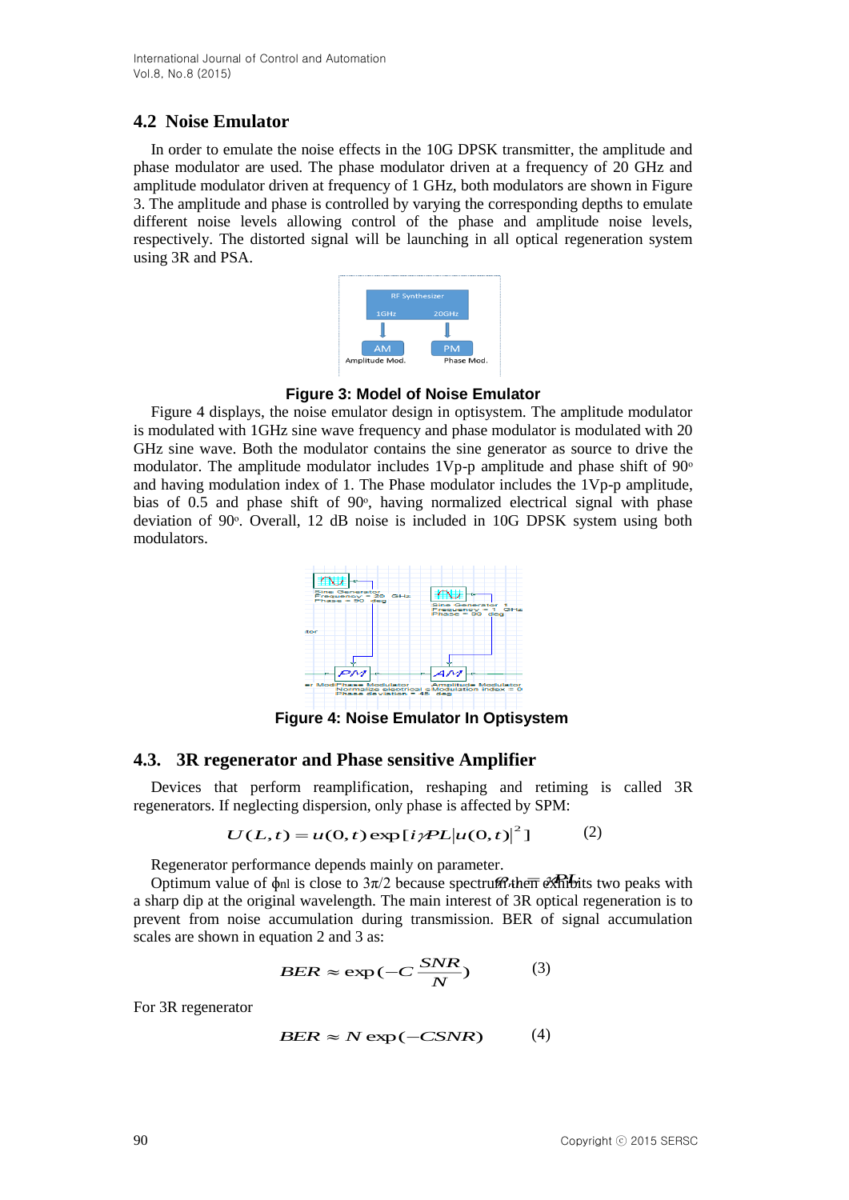## 4.2 Noise Emulator

In order to emulate the noise effects in the 10G DPSK transmitter, the amplitude and phase modulator are used. The phase modulator driven at a frequency of 20 GHz and amplitude modulator driven at frequency of 1 GHz, both modulators are shown in Figure 3. The amplitude and phase is controlled by varying the corresponding depths to emulate different noise levels allowing control of the phase and amplitude noise levels, respectively. The distorted signal will be launching in all optical regeneration system using 3R and PSA.

**Figure 3: Model of Noise Emulator**

Figure 4 displays, the noise emulator design in optisystem. The amplitude modulator is modulated with 1GHz sine wave frequency and phase modulator is modulated with 20 GHz sine wave. Both the modulator contains the sine generator as source to drive the modulator. The amplitude modulator includes 1Vp-p amplitude and phase shift of 90° and having modulation index of 1. The Phase modulator includes the 1Vp-p amplitude, bias of 0.5 and phase shift of 90°, having normalized electrical signal with phase deviation of 90°. Overall, 12 dB noise is included in 10G DPSK system using both modulators.

**Figure 4: Noise Emulator In Optisystem**

## 4.3. 3R regenerator and Phase sensitive Amplifier

Devices that perform reamplification, reshaping and retiming is called 3R regenerators. If neglecting dispersion, only phase is affected by SPM:

$$U(L,t) = u(0,t)\exp[i\gamma PL|u(0,t)|^2] \qquad (2)$$

Regenerator performance depends mainly on parameter. $\varphi_{nl} = \gamma PL$

Optimum value of $\phi_{nl}$ is close to $3\pi/2$ because spectrum then exhibits two peaks with a sharp dip at the original wavelength. The main interest of 3R optical regeneration is to prevent from noise accumulation during transmission. BER of signal accumulation scales are shown in equation 2 and 3 as:

$$BER \approx \exp(-C\frac{SNR}{N}) \qquad (3)$$

For 3R regenerator

$$BER \approx N\exp(-CSNR) \qquad (4)$$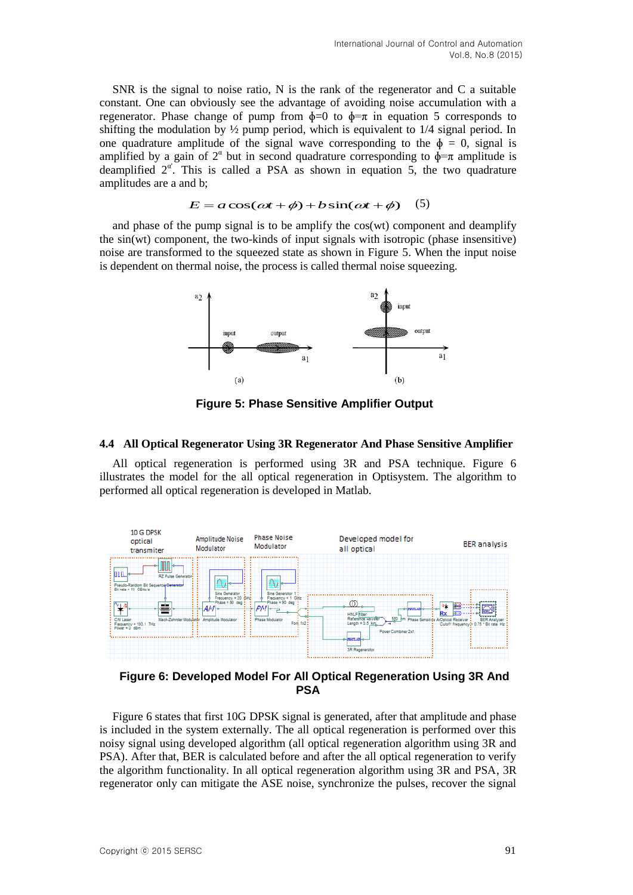SNR is the signal to noise ratio, N is the rank of the regenerator and C a suitable constant. One can obviously see the advantage of avoiding noise accumulation with a regenerator. Phase change of pump from $\phi=0$ to $\phi=\pi$ in equation 5 corresponds to shifting the modulation by ½ pump period, which is equivalent to 1/4 signal period. In one quadrature amplitude of the signal wave corresponding to the $\phi = 0$, signal is amplified by a gain of $2^{\alpha}$ but in second quadrature corresponding to $\phi=\pi$ amplitude is deamplified $2^{\alpha'}$. This is called a PSA as shown in equation 5, the two quadrature amplitudes are a and b;

$$E = a\cos(\omega t + \phi) + b\sin(\omega t + \phi) \quad (5)$$

and phase of the pump signal is to be amplify the cos(wt) component and deamplify the sin(wt) component, the two-kinds of input signals with isotropic (phase insensitive) noise are transformed to the squeezed state as shown in Figure 5. When the input noise is dependent on thermal noise, the process is called thermal noise squeezing.

a2
input
output
a1
(a)

a2
input
output
a1
(b)

**Figure 5: Phase Sensitive Amplifier Output**

### 4.4 All Optical Regenerator Using 3R Regenerator And Phase Sensitive Amplifier

All optical regeneration is performed using 3R and PSA technique. Figure 6 illustrates the model for the all optical regeneration in Optisystem. The algorithm to performed all optical regeneration is developed in Matlab.

10 G DPSK optical transmiter
Amplitude Noise Modulator
Phase Noise Modulator
Developed model for all optical
BER analysis

**Figure 6: Developed Model For All Optical Regeneration Using 3R And PSA**

Figure 6 states that first 10G DPSK signal is generated, after that amplitude and phase is included in the system externally. The all optical regeneration is performed over this noisy signal using developed algorithm (all optical regeneration algorithm using 3R and PSA). After that, BER is calculated before and after the all optical regeneration to verify the algorithm functionality. In all optical regeneration algorithm using 3R and PSA, 3R regenerator only can mitigate the ASE noise, synchronize the pulses, recover the signal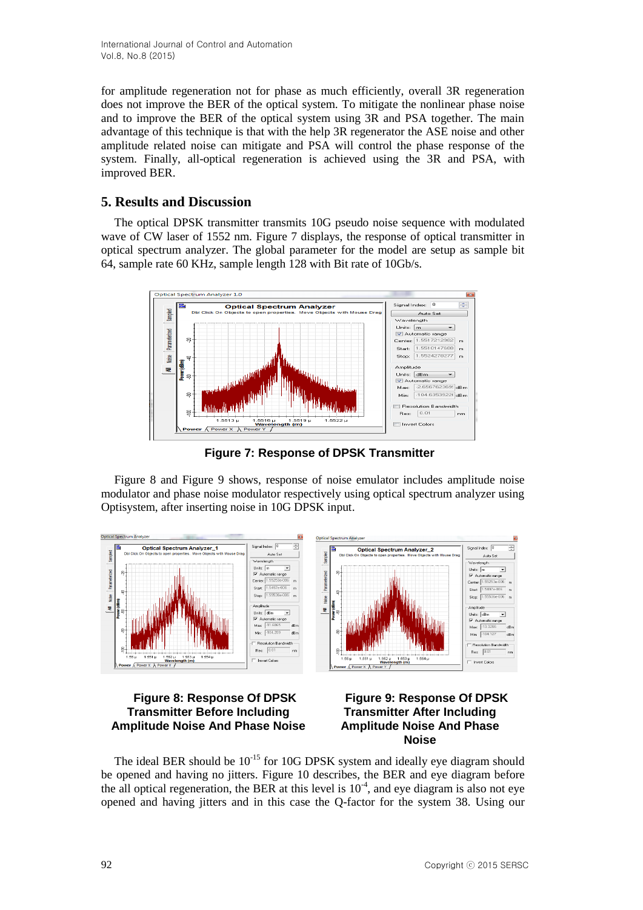for amplitude regeneration not for phase as much efficiently, overall 3R regeneration does not improve the BER of the optical system. To mitigate the nonlinear phase noise and to improve the BER of the optical system using 3R and PSA together. The main advantage of this technique is that with the help 3R regenerator the ASE noise and other amplitude related noise can mitigate and PSA will control the phase response of the system. Finally, all-optical regeneration is achieved using the 3R and PSA, with improved BER.

## 5. Results and Discussion

The optical DPSK transmitter transmits 10G pseudo noise sequence with modulated wave of CW laser of 1552 nm. Figure 7 displays, the response of optical transmitter in optical spectrum analyzer. The global parameter for the model are setup as sample bit 64, sample rate 60 KHz, sample length 128 with Bit rate of 10Gb/s.

**Figure 7: Response of DPSK Transmitter**

Figure 8 and Figure 9 shows, response of noise emulator includes amplitude noise modulator and phase noise modulator respectively using optical spectrum analyzer using Optisystem, after inserting noise in 10G DPSK input.

**Figure 8: Response Of DPSK Transmitter Before Including Amplitude Noise And Phase Noise**

**Figure 9: Response Of DPSK Transmitter After Including Amplitude Noise And Phase Noise**

The ideal BER should be $10^{-15}$ for 10G DPSK system and ideally eye diagram should be opened and having no jitters. Figure 10 describes, the BER and eye diagram before the all optical regeneration, the BER at this level is $10^{-4}$, and eye diagram is also not eye opened and having jitters and in this case the Q-factor for the system 38. Using our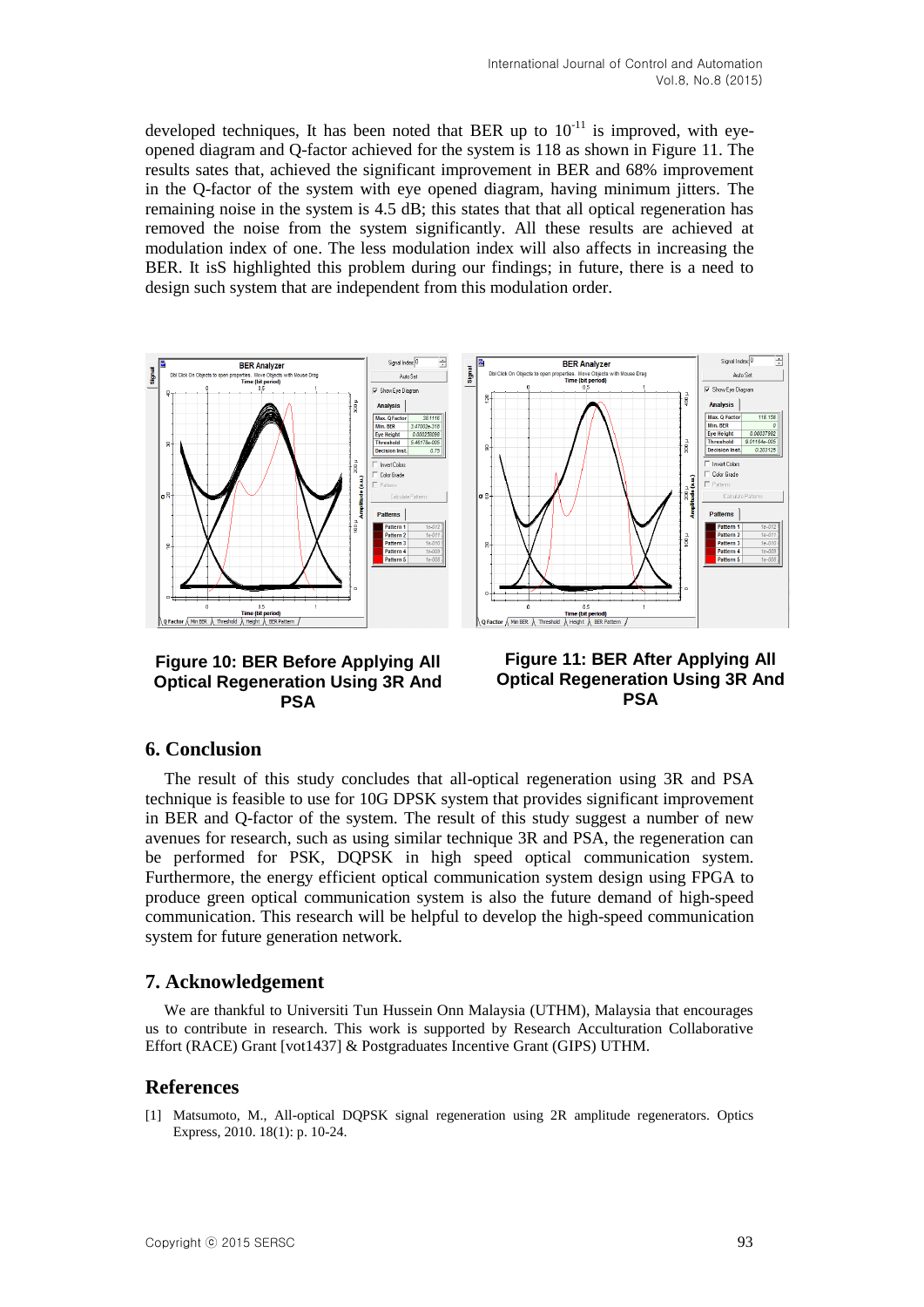developed techniques, It has been noted that BER up to $10^{-11}$ is improved, with eye-opened diagram and Q-factor achieved for the system is 118 as shown in Figure 11. The results sates that, achieved the significant improvement in BER and 68% improvement in the Q-factor of the system with eye opened diagram, having minimum jitters. The remaining noise in the system is 4.5 dB; this states that that all optical regeneration has removed the noise from the system significantly. All these results are achieved at modulation index of one. The less modulation index will also affects in increasing the BER. It isS highlighted this problem during our findings; in future, there is a need to design such system that are independent from this modulation order.

**Figure 10: BER Before Applying All Optical Regeneration Using 3R And PSA**

**Figure 11: BER After Applying All Optical Regeneration Using 3R And PSA**

## 6. Conclusion

The result of this study concludes that all-optical regeneration using 3R and PSA technique is feasible to use for 10G DPSK system that provides significant improvement in BER and Q-factor of the system. The result of this study suggest a number of new avenues for research, such as using similar technique 3R and PSA, the regeneration can be performed for PSK, DQPSK in high speed optical communication system. Furthermore, the energy efficient optical communication system design using FPGA to produce green optical communication system is also the future demand of high-speed communication. This research will be helpful to develop the high-speed communication system for future generation network.

## 7. Acknowledgement

We are thankful to Universiti Tun Hussein Onn Malaysia (UTHM), Malaysia that encourages us to contribute in research. This work is supported by Research Acculturation Collaborative Effort (RACE) Grant [vot1437] & Postgraduates Incentive Grant (GIPS) UTHM.

## References

[1] Matsumoto, M., All-optical DQPSK signal regeneration using 2R amplitude regenerators. Optics Express, 2010. 18(1): p. 10-24.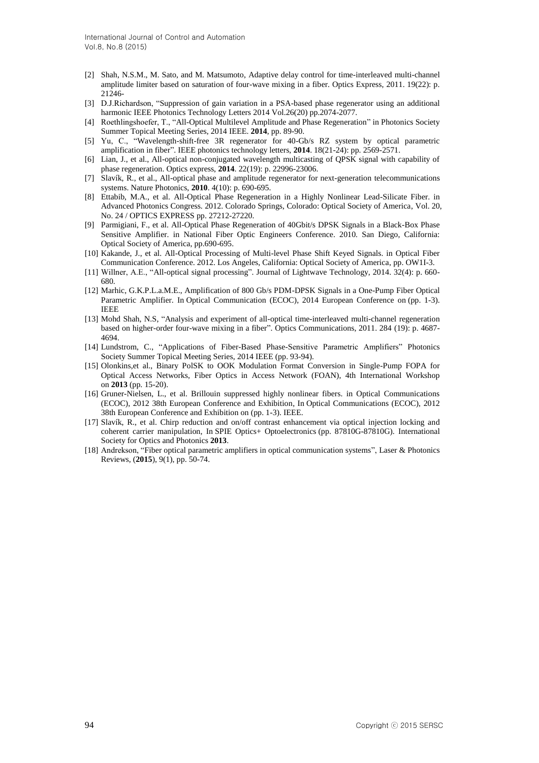[2] Shah, N.S.M., M. Sato, and M. Matsumoto, Adaptive delay control for time-interleaved multi-channel amplitude limiter based on saturation of four-wave mixing in a fiber. Optics Express, 2011. 19(22): p. 21246-

[3] D.J.Richardson, "Suppression of gain variation in a PSA-based phase regenerator using an additional harmonic IEEE Photonics Technology Letters 2014 Vol.26(20) pp.2074-2077.

[4] Roethlingshoefer, T., "All-Optical Multilevel Amplitude and Phase Regeneration" in Photonics Society Summer Topical Meeting Series, 2014 IEEE. **2014**, pp. 89-90.

[5] Yu, C., "Wavelength-shift-free 3R regenerator for 40-Gb/s RZ system by optical parametric amplification in fiber". IEEE photonics technology letters, **2014**. 18(21-24): pp. 2569-2571.

[6] Lian, J., et al., All-optical non-conjugated wavelength multicasting of QPSK signal with capability of phase regeneration. Optics express, **2014**. 22(19): p. 22996-23006.

[7] Slavík, R., et al., All-optical phase and amplitude regenerator for next-generation telecommunications systems. Nature Photonics, **2010**. 4(10): p. 690-695.

[8] Ettabib, M.A., et al. All-Optical Phase Regeneration in a Highly Nonlinear Lead-Silicate Fiber. in Advanced Photonics Congress. 2012. Colorado Springs, Colorado: Optical Society of America, Vol. 20, No. 24 / OPTICS EXPRESS pp. 27212-27220.

[9] Parmigiani, F., et al. All-Optical Phase Regeneration of 40Gbit/s DPSK Signals in a Black-Box Phase Sensitive Amplifier. in National Fiber Optic Engineers Conference. 2010. San Diego, California: Optical Society of America, pp.690-695.

[10] Kakande, J., et al. All-Optical Processing of Multi-level Phase Shift Keyed Signals. in Optical Fiber Communication Conference. 2012. Los Angeles, California: Optical Society of America, pp. OW1I-3.

[11] Willner, A.E., "All-optical signal processing". Journal of Lightwave Technology, 2014. 32(4): p. 660-680.

[12] Marhic, G.K.P.L.a.M.E., Amplification of 800 Gb/s PDM-DPSK Signals in a One-Pump Fiber Optical Parametric Amplifier. In Optical Communication (ECOC), 2014 European Conference on (pp. 1-3). IEEE

[13] Mohd Shah, N.S, "Analysis and experiment of all-optical time-interleaved multi-channel regeneration based on higher-order four-wave mixing in a fiber". Optics Communications, 2011. 284 (19): p. 4687-4694.

[14] Lundstrom, C., "Applications of Fiber-Based Phase-Sensitive Parametric Amplifiers" Photonics Society Summer Topical Meeting Series, 2014 IEEE (pp. 93-94).

[15] Olonkins,et al., Binary PolSK to OOK Modulation Format Conversion in Single-Pump FOPA for Optical Access Networks, Fiber Optics in Access Network (FOAN), 4th International Workshop on **2013** (pp. 15-20).

[16] Gruner-Nielsen, L., et al. Brillouin suppressed highly nonlinear fibers. in Optical Communications (ECOC), 2012 38th European Conference and Exhibition, In Optical Communications (ECOC), 2012 38th European Conference and Exhibition on (pp. 1-3). IEEE.

[17] Slavík, R., et al. Chirp reduction and on/off contrast enhancement via optical injection locking and coherent carrier manipulation, In SPIE Optics+ Optoelectronics (pp. 87810G-87810G). International Society for Optics and Photonics **2013**.

[18] Andrekson, "Fiber optical parametric amplifiers in optical communication systems", Laser & Photonics Reviews, (**2015**), 9(1), pp. 50-74.